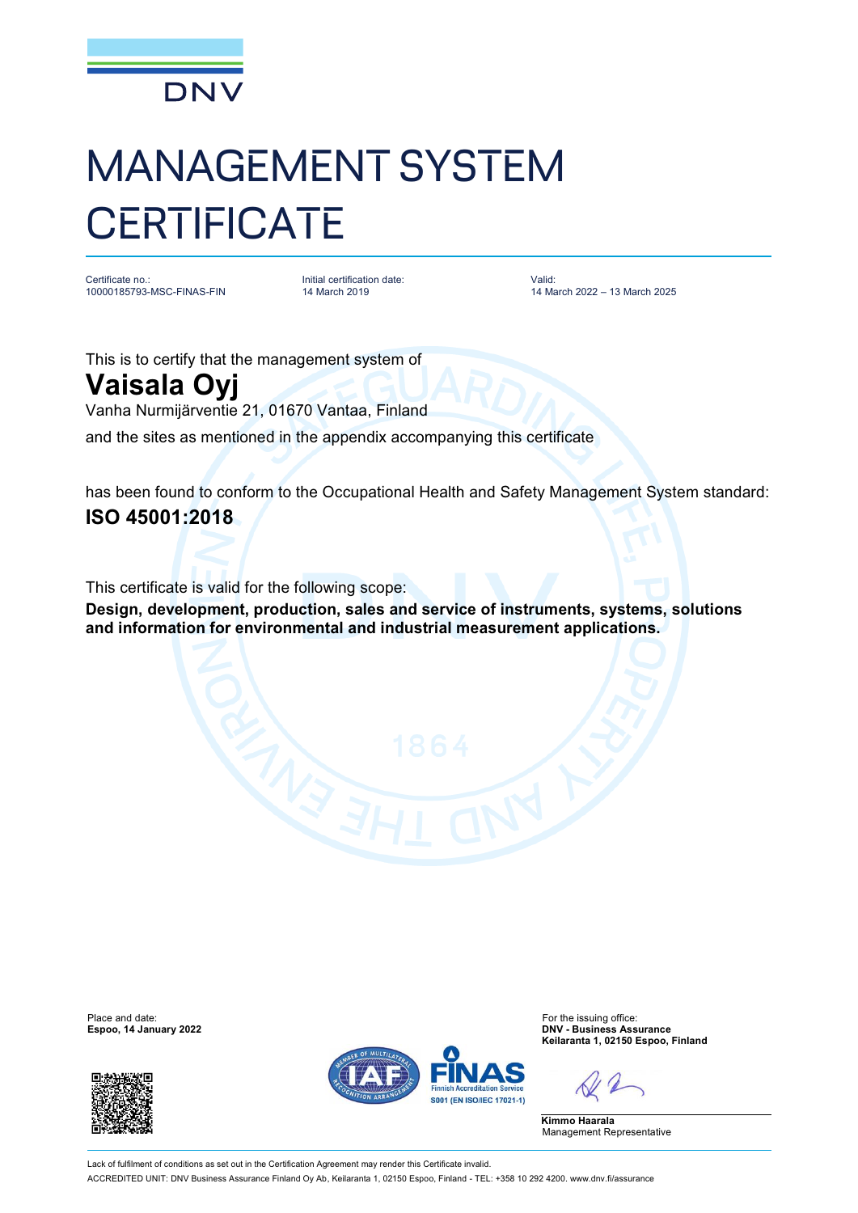DNV

# MANAGEMENT SYSTEM CERTIFICATE

| Certificate no.: | Initial certification date: | Valid: |
| --- | --- | --- |
| 10000185793-MSC-FINAS-FIN | 14 March 2019 | 14 March 2022 – 13 March 2025 |

This is to certify that the management system of

## Vaisala Oyj

Vanha Nurmijärventie 21, 01670 Vantaa, Finland

and the sites as mentioned in the appendix accompanying this certificate

has been found to conform to the Occupational Health and Safety Management System standard:

**ISO 45001:2018**

This certificate is valid for the following scope:

**Design, development, production, sales and service of instruments, systems, solutions and information for environmental and industrial measurement applications.**

Place and date:
**Espoo, 14 January 2022**

For the issuing office:
**DNV - Business Assurance**
**Keilaranta 1, 02150 Espoo, Finland**

**Kimmo Haarala**
Management Representative

FINAS Finnish Accreditation Service S001 (EN ISO/IEC 17021-1)

Lack of fulfilment of conditions as set out in the Certification Agreement may render this Certificate invalid.

ACCREDITED UNIT: DNV Business Assurance Finland Oy Ab, Keilaranta 1, 02150 Espoo, Finland - TEL: +358 10 292 4200. www.dnv.fi/assurance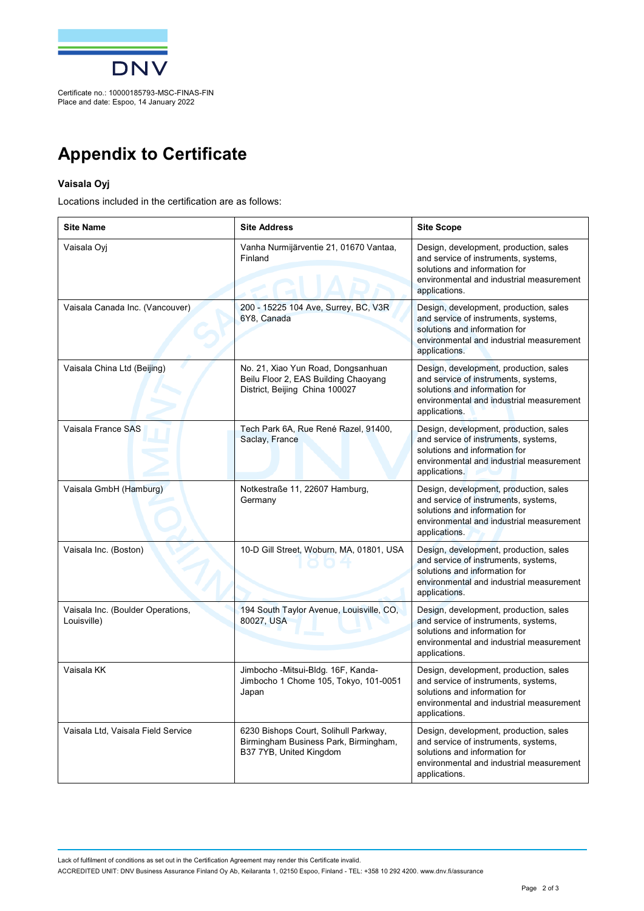Certificate no.: 10000185793-MSC-FINAS-FIN
Place and date: Espoo, 14 January 2022

# Appendix to Certificate

**Vaisala Oyj**

Locations included in the certification are as follows:

| Site Name | Site Address | Site Scope |
|---|---|---|
| Vaisala Oyj | Vanha Nurmijärventie 21, 01670 Vantaa, Finland | Design, development, production, sales and service of instruments, systems, solutions and information for environmental and industrial measurement applications. |
| Vaisala Canada Inc. (Vancouver) | 200 - 15225 104 Ave, Surrey, BC, V3R 6Y8, Canada | Design, development, production, sales and service of instruments, systems, solutions and information for environmental and industrial measurement applications. |
| Vaisala China Ltd (Beijing) | No. 21, Xiao Yun Road, Dongsanhuan Beilu Floor 2, EAS Building Chaoyang District, Beijing China 100027 | Design, development, production, sales and service of instruments, systems, solutions and information for environmental and industrial measurement applications. |
| Vaisala France SAS | Tech Park 6A, Rue René Razel, 91400, Saclay, France | Design, development, production, sales and service of instruments, systems, solutions and information for environmental and industrial measurement applications. |
| Vaisala GmbH (Hamburg) | Notkestraße 11, 22607 Hamburg, Germany | Design, development, production, sales and service of instruments, systems, solutions and information for environmental and industrial measurement applications. |
| Vaisala Inc. (Boston) | 10-D Gill Street, Woburn, MA, 01801, USA | Design, development, production, sales and service of instruments, systems, solutions and information for environmental and industrial measurement applications. |
| Vaisala Inc. (Boulder Operations, Louisville) | 194 South Taylor Avenue, Louisville, CO, 80027, USA | Design, development, production, sales and service of instruments, systems, solutions and information for environmental and industrial measurement applications. |
| Vaisala KK | Jimbocho -Mitsui-Bldg. 16F, Kanda-Jimbocho 1 Chome 105, Tokyo, 101-0051 Japan | Design, development, production, sales and service of instruments, systems, solutions and information for environmental and industrial measurement applications. |
| Vaisala Ltd, Vaisala Field Service | 6230 Bishops Court, Solihull Parkway, Birmingham Business Park, Birmingham, B37 7YB, United Kingdom | Design, development, production, sales and service of instruments, systems, solutions and information for environmental and industrial measurement applications. |

Lack of fulfilment of conditions as set out in the Certification Agreement may render this Certificate invalid.
ACCREDITED UNIT: DNV Business Assurance Finland Oy Ab, Keilaranta 1, 02150 Espoo, Finland - TEL: +358 10 292 4200. www.dnv.fi/assurance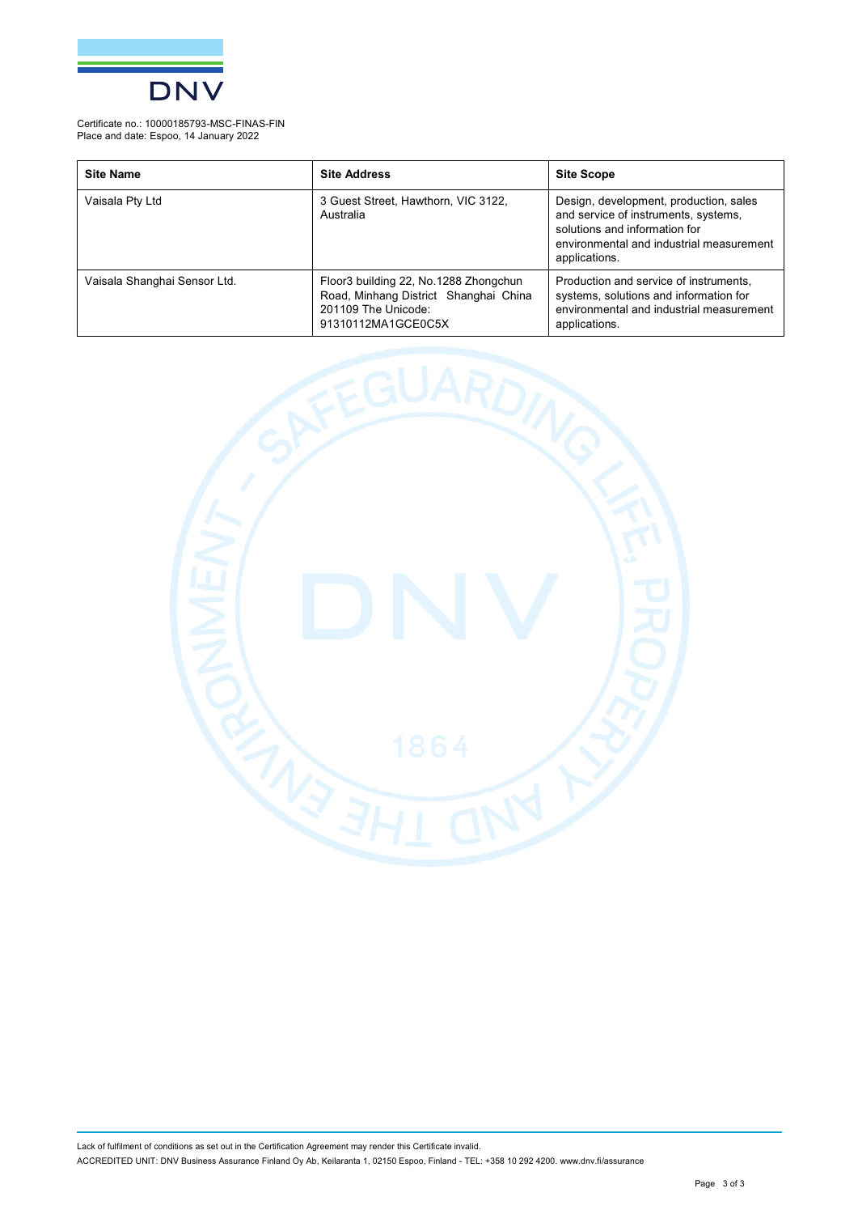Certificate no.: 10000185793-MSC-FINAS-FIN
Place and date: Espoo, 14 January 2022

| Site Name | Site Address | Site Scope |
| --- | --- | --- |
| Vaisala Pty Ltd | 3 Guest Street, Hawthorn, VIC 3122, Australia | Design, development, production, sales and service of instruments, systems, solutions and information for environmental and industrial measurement applications. |
| Vaisala Shanghai Sensor Ltd. | Floor3 building 22, No.1288 Zhongchun Road, Minhang District Shanghai China 201109 The Unicode: 91310112MA1GCE0C5X | Production and service of instruments, systems, solutions and information for environmental and industrial measurement applications. |

Lack of fulfilment of conditions as set out in the Certification Agreement may render this Certificate invalid.

ACCREDITED UNIT: DNV Business Assurance Finland Oy Ab, Keilaranta 1, 02150 Espoo, Finland - TEL: +358 10 292 4200. www.dnv.fi/assurance